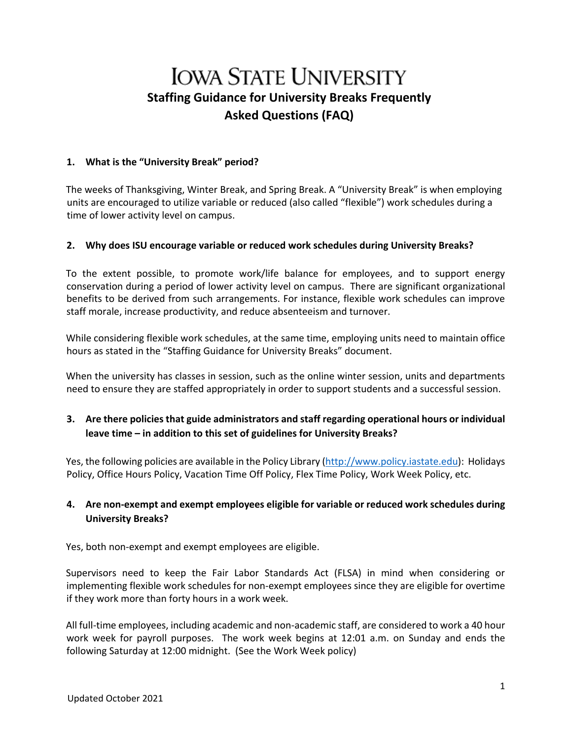# IOWA STATE UNIVERSITY

## Staffing Guidance for University Breaks Frequently Asked Questions (FAQ)

**1. What is the "University Break" period?**

The weeks of Thanksgiving, Winter Break, and Spring Break. A "University Break" is when employing units are encouraged to utilize variable or reduced (also called "flexible") work schedules during a time of lower activity level on campus.

**2. Why does ISU encourage variable or reduced work schedules during University Breaks?**

To the extent possible, to promote work/life balance for employees, and to support energy conservation during a period of lower activity level on campus. There are significant organizational benefits to be derived from such arrangements. For instance, flexible work schedules can improve staff morale, increase productivity, and reduce absenteeism and turnover.

While considering flexible work schedules, at the same time, employing units need to maintain office hours as stated in the "Staffing Guidance for University Breaks" document.

When the university has classes in session, such as the online winter session, units and departments need to ensure they are staffed appropriately in order to support students and a successful session.

**3. Are there policies that guide administrators and staff regarding operational hours or individual leave time – in addition to this set of guidelines for University Breaks?**

Yes, the following policies are available in the Policy Library (http://www.policy.iastate.edu): Holidays Policy, Office Hours Policy, Vacation Time Off Policy, Flex Time Policy, Work Week Policy, etc.

**4. Are non-exempt and exempt employees eligible for variable or reduced work schedules during University Breaks?**

Yes, both non-exempt and exempt employees are eligible.

Supervisors need to keep the Fair Labor Standards Act (FLSA) in mind when considering or implementing flexible work schedules for non-exempt employees since they are eligible for overtime if they work more than forty hours in a work week.

All full-time employees, including academic and non-academic staff, are considered to work a 40 hour work week for payroll purposes. The work week begins at 12:01 a.m. on Sunday and ends the following Saturday at 12:00 midnight. (See the Work Week policy)

Updated October 2021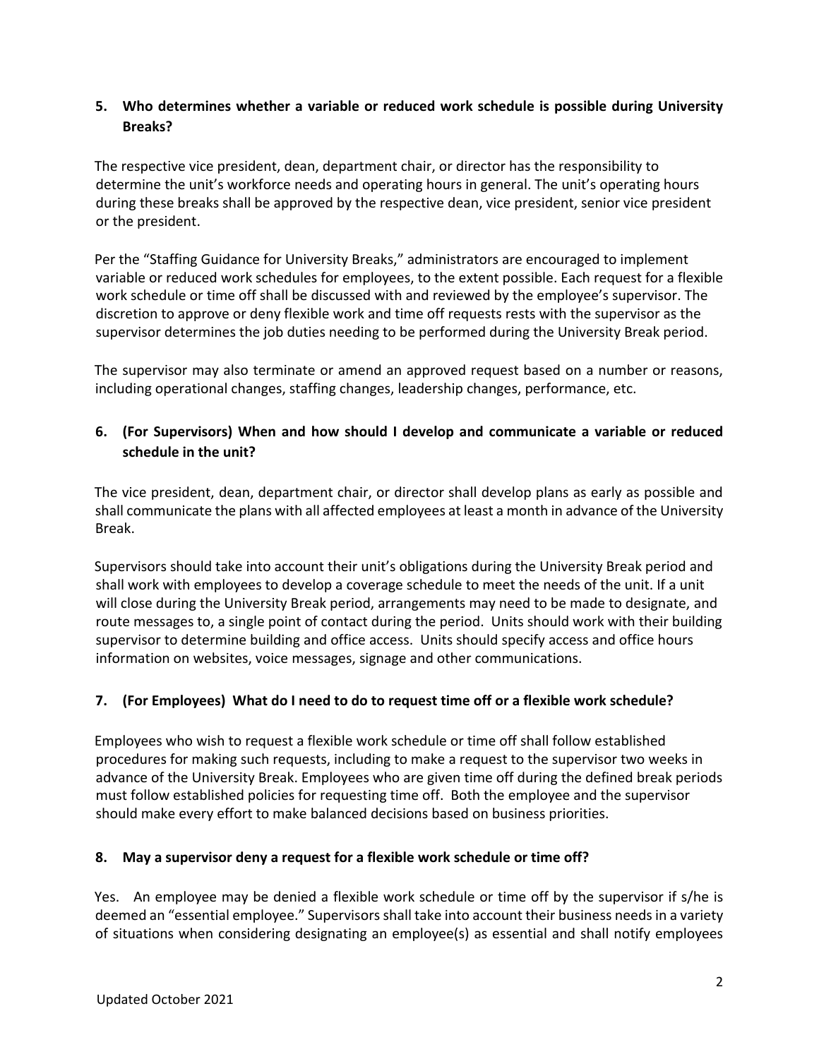**5. Who determines whether a variable or reduced work schedule is possible during University Breaks?**

The respective vice president, dean, department chair, or director has the responsibility to determine the unit's workforce needs and operating hours in general. The unit's operating hours during these breaks shall be approved by the respective dean, vice president, senior vice president or the president.

Per the "Staffing Guidance for University Breaks," administrators are encouraged to implement variable or reduced work schedules for employees, to the extent possible. Each request for a flexible work schedule or time off shall be discussed with and reviewed by the employee's supervisor. The discretion to approve or deny flexible work and time off requests rests with the supervisor as the supervisor determines the job duties needing to be performed during the University Break period.

The supervisor may also terminate or amend an approved request based on a number or reasons, including operational changes, staffing changes, leadership changes, performance, etc.

**6. (For Supervisors) When and how should I develop and communicate a variable or reduced schedule in the unit?**

The vice president, dean, department chair, or director shall develop plans as early as possible and shall communicate the plans with all affected employees at least a month in advance of the University Break.

Supervisors should take into account their unit's obligations during the University Break period and shall work with employees to develop a coverage schedule to meet the needs of the unit. If a unit will close during the University Break period, arrangements may need to be made to designate, and route messages to, a single point of contact during the period. Units should work with their building supervisor to determine building and office access. Units should specify access and office hours information on websites, voice messages, signage and other communications.

**7. (For Employees) What do I need to do to request time off or a flexible work schedule?**

Employees who wish to request a flexible work schedule or time off shall follow established procedures for making such requests, including to make a request to the supervisor two weeks in advance of the University Break. Employees who are given time off during the defined break periods must follow established policies for requesting time off. Both the employee and the supervisor should make every effort to make balanced decisions based on business priorities.

**8. May a supervisor deny a request for a flexible work schedule or time off?**

Yes. An employee may be denied a flexible work schedule or time off by the supervisor if s/he is deemed an "essential employee." Supervisors shall take into account their business needs in a variety of situations when considering designating an employee(s) as essential and shall notify employees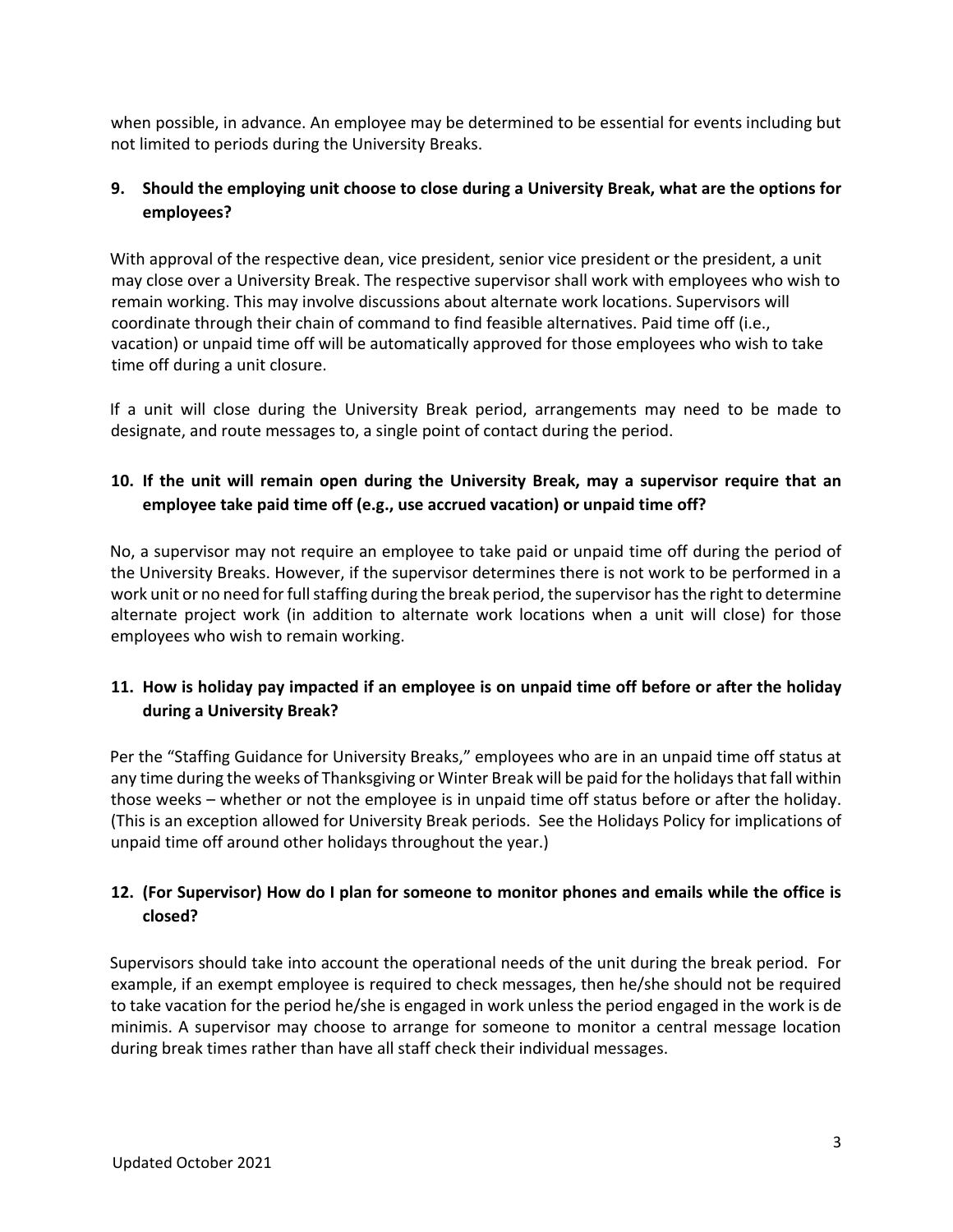when possible, in advance. An employee may be determined to be essential for events including but not limited to periods during the University Breaks.

**9. Should the employing unit choose to close during a University Break, what are the options for employees?**

With approval of the respective dean, vice president, senior vice president or the president, a unit may close over a University Break. The respective supervisor shall work with employees who wish to remain working. This may involve discussions about alternate work locations. Supervisors will coordinate through their chain of command to find feasible alternatives. Paid time off (i.e., vacation) or unpaid time off will be automatically approved for those employees who wish to take time off during a unit closure.

If a unit will close during the University Break period, arrangements may need to be made to designate, and route messages to, a single point of contact during the period.

**10. If the unit will remain open during the University Break, may a supervisor require that an employee take paid time off (e.g., use accrued vacation) or unpaid time off?**

No, a supervisor may not require an employee to take paid or unpaid time off during the period of the University Breaks. However, if the supervisor determines there is not work to be performed in a work unit or no need for full staffing during the break period, the supervisor has the right to determine alternate project work (in addition to alternate work locations when a unit will close) for those employees who wish to remain working.

**11. How is holiday pay impacted if an employee is on unpaid time off before or after the holiday during a University Break?**

Per the "Staffing Guidance for University Breaks," employees who are in an unpaid time off status at any time during the weeks of Thanksgiving or Winter Break will be paid for the holidays that fall within those weeks – whether or not the employee is in unpaid time off status before or after the holiday. (This is an exception allowed for University Break periods. See the Holidays Policy for implications of unpaid time off around other holidays throughout the year.)

**12. (For Supervisor) How do I plan for someone to monitor phones and emails while the office is closed?**

Supervisors should take into account the operational needs of the unit during the break period. For example, if an exempt employee is required to check messages, then he/she should not be required to take vacation for the period he/she is engaged in work unless the period engaged in the work is de minimis. A supervisor may choose to arrange for someone to monitor a central message location during break times rather than have all staff check their individual messages.

Updated October 2021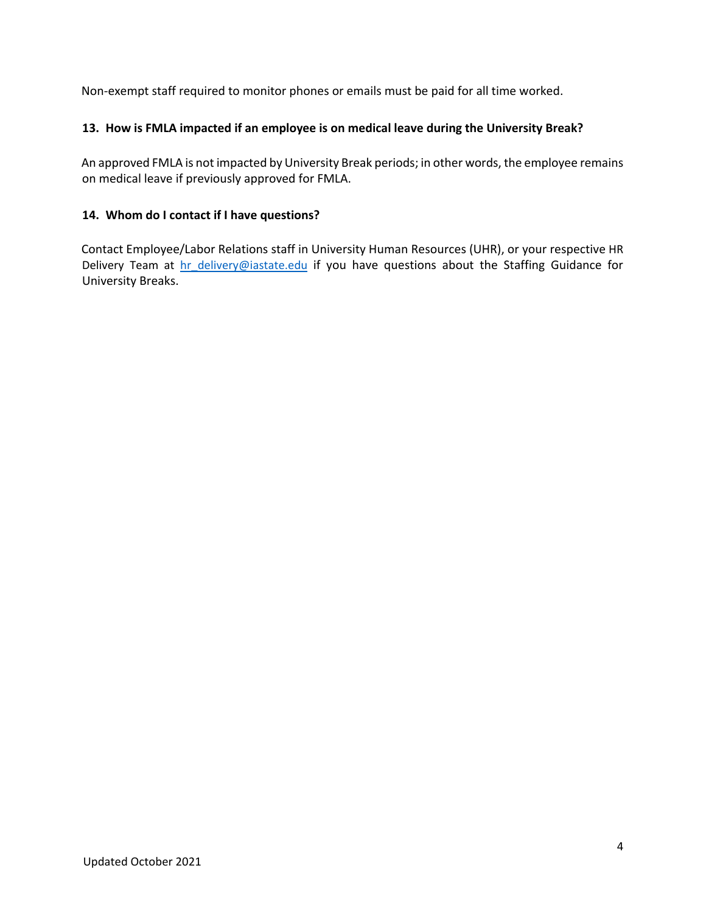Non-exempt staff required to monitor phones or emails must be paid for all time worked.

**13. How is FMLA impacted if an employee is on medical leave during the University Break?**

An approved FMLA is not impacted by University Break periods; in other words, the employee remains on medical leave if previously approved for FMLA.

**14. Whom do I contact if I have questions?**

Contact Employee/Labor Relations staff in University Human Resources (UHR), or your respective HR Delivery Team at hr_delivery@iastate.edu if you have questions about the Staffing Guidance for University Breaks.

Updated October 2021